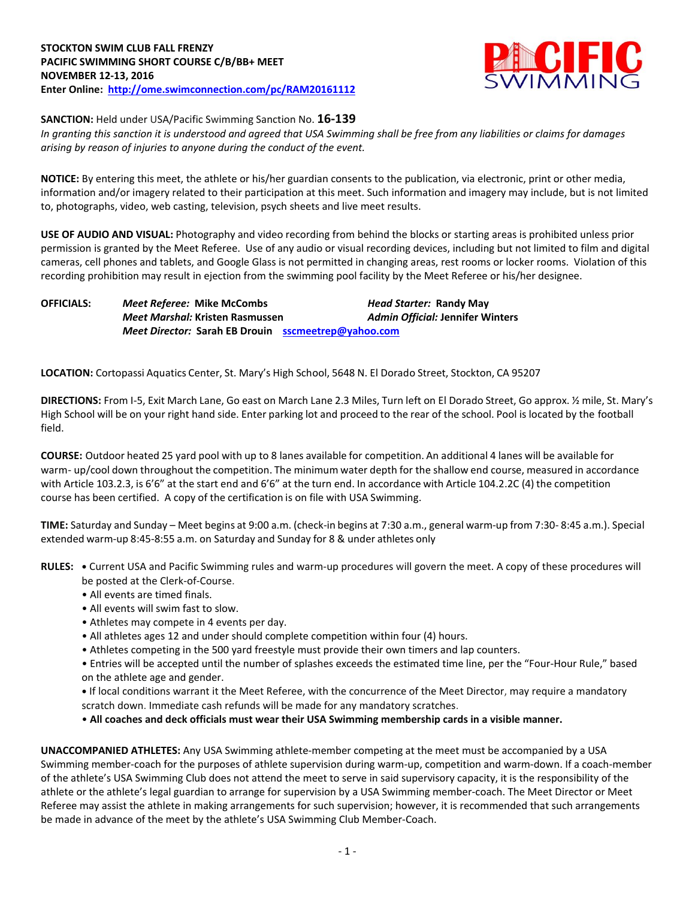**STOCKTON SWIM CLUB FALL FRENZY**
**PACIFIC SWIMMING SHORT COURSE C/B/BB+ MEET**
**NOVEMBER 12-13, 2016**
**Enter Online: [http://ome.swimconnection.com/pc/RAM20161112](http://ome.swimconnection.com/pc/RAM20161112)**

**SANCTION:** Held under USA/Pacific Swimming Sanction No. **16-139**
*In granting this sanction it is understood and agreed that USA Swimming shall be free from any liabilities or claims for damages arising by reason of injuries to anyone during the conduct of the event.*

**NOTICE:** By entering this meet, the athlete or his/her guardian consents to the publication, via electronic, print or other media, information and/or imagery related to their participation at this meet. Such information and imagery may include, but is not limited to, photographs, video, web casting, television, psych sheets and live meet results.

**USE OF AUDIO AND VISUAL:** Photography and video recording from behind the blocks or starting areas is prohibited unless prior permission is granted by the Meet Referee. Use of any audio or visual recording devices, including but not limited to film and digital cameras, cell phones and tablets, and Google Glass is not permitted in changing areas, rest rooms or locker rooms. Violation of this recording prohibition may result in ejection from the swimming pool facility by the Meet Referee or his/her designee.

**OFFICIALS:**
*Meet Referee:* **Mike McCombs** — *Head Starter:* **Randy May**
*Meet Marshal:* **Kristen Rasmussen** — *Admin Official:* **Jennifer Winters**
*Meet Director:* **Sarah EB Drouin** [sscmeetrep@yahoo.com](mailto:sscmeetrep@yahoo.com)

**LOCATION:** Cortopassi Aquatics Center, St. Mary's High School, 5648 N. El Dorado Street, Stockton, CA 95207

**DIRECTIONS:** From I-5, Exit March Lane, Go east on March Lane 2.3 Miles, Turn left on El Dorado Street, Go approx. ½ mile, St. Mary's High School will be on your right hand side. Enter parking lot and proceed to the rear of the school. Pool is located by the football field.

**COURSE:** Outdoor heated 25 yard pool with up to 8 lanes available for competition. An additional 4 lanes will be available for warm- up/cool down throughout the competition. The minimum water depth for the shallow end course, measured in accordance with Article 103.2.3, is 6'6" at the start end and 6'6" at the turn end. In accordance with Article 104.2.2C (4) the competition course has been certified. A copy of the certification is on file with USA Swimming.

**TIME:** Saturday and Sunday – Meet begins at 9:00 a.m. (check-in begins at 7:30 a.m., general warm-up from 7:30- 8:45 a.m.). Special extended warm-up 8:45-8:55 a.m. on Saturday and Sunday for 8 & under athletes only

**RULES:**
- Current USA and Pacific Swimming rules and warm-up procedures will govern the meet. A copy of these procedures will be posted at the Clerk-of-Course.
- All events are timed finals.
- All events will swim fast to slow.
- Athletes may compete in 4 events per day.
- All athletes ages 12 and under should complete competition within four (4) hours.
- Athletes competing in the 500 yard freestyle must provide their own timers and lap counters.
- Entries will be accepted until the number of splashes exceeds the estimated time line, per the "Four-Hour Rule," based on the athlete age and gender.
- If local conditions warrant it the Meet Referee, with the concurrence of the Meet Director, may require a mandatory scratch down. Immediate cash refunds will be made for any mandatory scratches.
- **All coaches and deck officials must wear their USA Swimming membership cards in a visible manner.**

**UNACCOMPANIED ATHLETES:** Any USA Swimming athlete-member competing at the meet must be accompanied by a USA Swimming member-coach for the purposes of athlete supervision during warm-up, competition and warm-down. If a coach-member of the athlete's USA Swimming Club does not attend the meet to serve in said supervisory capacity, it is the responsibility of the athlete or the athlete's legal guardian to arrange for supervision by a USA Swimming member-coach. The Meet Director or Meet Referee may assist the athlete in making arrangements for such supervision; however, it is recommended that such arrangements be made in advance of the meet by the athlete's USA Swimming Club Member-Coach.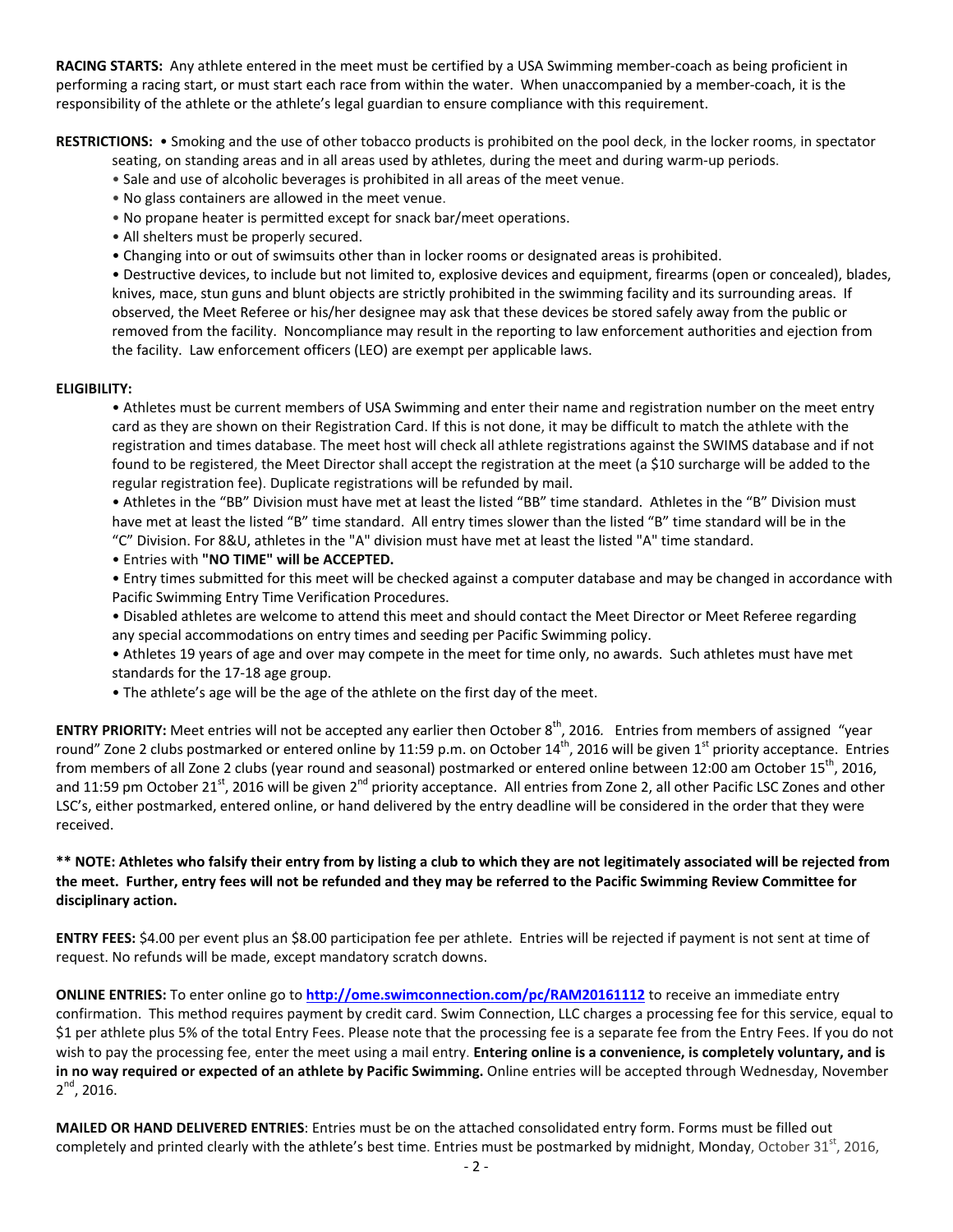**RACING STARTS:** Any athlete entered in the meet must be certified by a USA Swimming member-coach as being proficient in performing a racing start, or must start each race from within the water. When unaccompanied by a member-coach, it is the responsibility of the athlete or the athlete's legal guardian to ensure compliance with this requirement.

**RESTRICTIONS:** • Smoking and the use of other tobacco products is prohibited on the pool deck, in the locker rooms, in spectator seating, on standing areas and in all areas used by athletes, during the meet and during warm-up periods.

- Sale and use of alcoholic beverages is prohibited in all areas of the meet venue.
- No glass containers are allowed in the meet venue.
- No propane heater is permitted except for snack bar/meet operations.
- All shelters must be properly secured.
- Changing into or out of swimsuits other than in locker rooms or designated areas is prohibited.
- Destructive devices, to include but not limited to, explosive devices and equipment, firearms (open or concealed), blades, knives, mace, stun guns and blunt objects are strictly prohibited in the swimming facility and its surrounding areas. If observed, the Meet Referee or his/her designee may ask that these devices be stored safely away from the public or removed from the facility. Noncompliance may result in the reporting to law enforcement authorities and ejection from the facility. Law enforcement officers (LEO) are exempt per applicable laws.

**ELIGIBILITY:**

- Athletes must be current members of USA Swimming and enter their name and registration number on the meet entry card as they are shown on their Registration Card. If this is not done, it may be difficult to match the athlete with the registration and times database. The meet host will check all athlete registrations against the SWIMS database and if not found to be registered, the Meet Director shall accept the registration at the meet (a $10 surcharge will be added to the regular registration fee). Duplicate registrations will be refunded by mail.
- Athletes in the "BB" Division must have met at least the listed "BB" time standard. Athletes in the "B" Division must have met at least the listed "B" time standard. All entry times slower than the listed "B" time standard will be in the "C" Division. For 8&U, athletes in the "A" division must have met at least the listed "A" time standard.
- Entries with **"NO TIME" will be ACCEPTED.**
- Entry times submitted for this meet will be checked against a computer database and may be changed in accordance with Pacific Swimming Entry Time Verification Procedures.
- Disabled athletes are welcome to attend this meet and should contact the Meet Director or Meet Referee regarding any special accommodations on entry times and seeding per Pacific Swimming policy.
- Athletes 19 years of age and over may compete in the meet for time only, no awards. Such athletes must have met standards for the 17-18 age group.
- The athlete's age will be the age of the athlete on the first day of the meet.

**ENTRY PRIORITY:** Meet entries will not be accepted any earlier then October 8th, 2016. Entries from members of assigned "year round" Zone 2 clubs postmarked or entered online by 11:59 p.m. on October 14th, 2016 will be given 1st priority acceptance. Entries from members of all Zone 2 clubs (year round and seasonal) postmarked or entered online between 12:00 am October 15th, 2016, and 11:59 pm October 21st, 2016 will be given 2nd priority acceptance. All entries from Zone 2, all other Pacific LSC Zones and other LSC's, either postmarked, entered online, or hand delivered by the entry deadline will be considered in the order that they were received.

**\*\* NOTE: Athletes who falsify their entry from by listing a club to which they are not legitimately associated will be rejected from the meet. Further, entry fees will not be refunded and they may be referred to the Pacific Swimming Review Committee for disciplinary action.**

**ENTRY FEES:** $4.00 per event plus an $8.00 participation fee per athlete. Entries will be rejected if payment is not sent at time of request. No refunds will be made, except mandatory scratch downs.

**ONLINE ENTRIES:** To enter online go to **http://ome.swimconnection.com/pc/RAM20161112** to receive an immediate entry confirmation. This method requires payment by credit card. Swim Connection, LLC charges a processing fee for this service, equal to $1 per athlete plus 5% of the total Entry Fees. Please note that the processing fee is a separate fee from the Entry Fees. If you do not wish to pay the processing fee, enter the meet using a mail entry. **Entering online is a convenience, is completely voluntary, and is in no way required or expected of an athlete by Pacific Swimming.** Online entries will be accepted through Wednesday, November 2nd, 2016.

**MAILED OR HAND DELIVERED ENTRIES**: Entries must be on the attached consolidated entry form. Forms must be filled out completely and printed clearly with the athlete's best time. Entries must be postmarked by midnight, Monday, October 31st, 2016,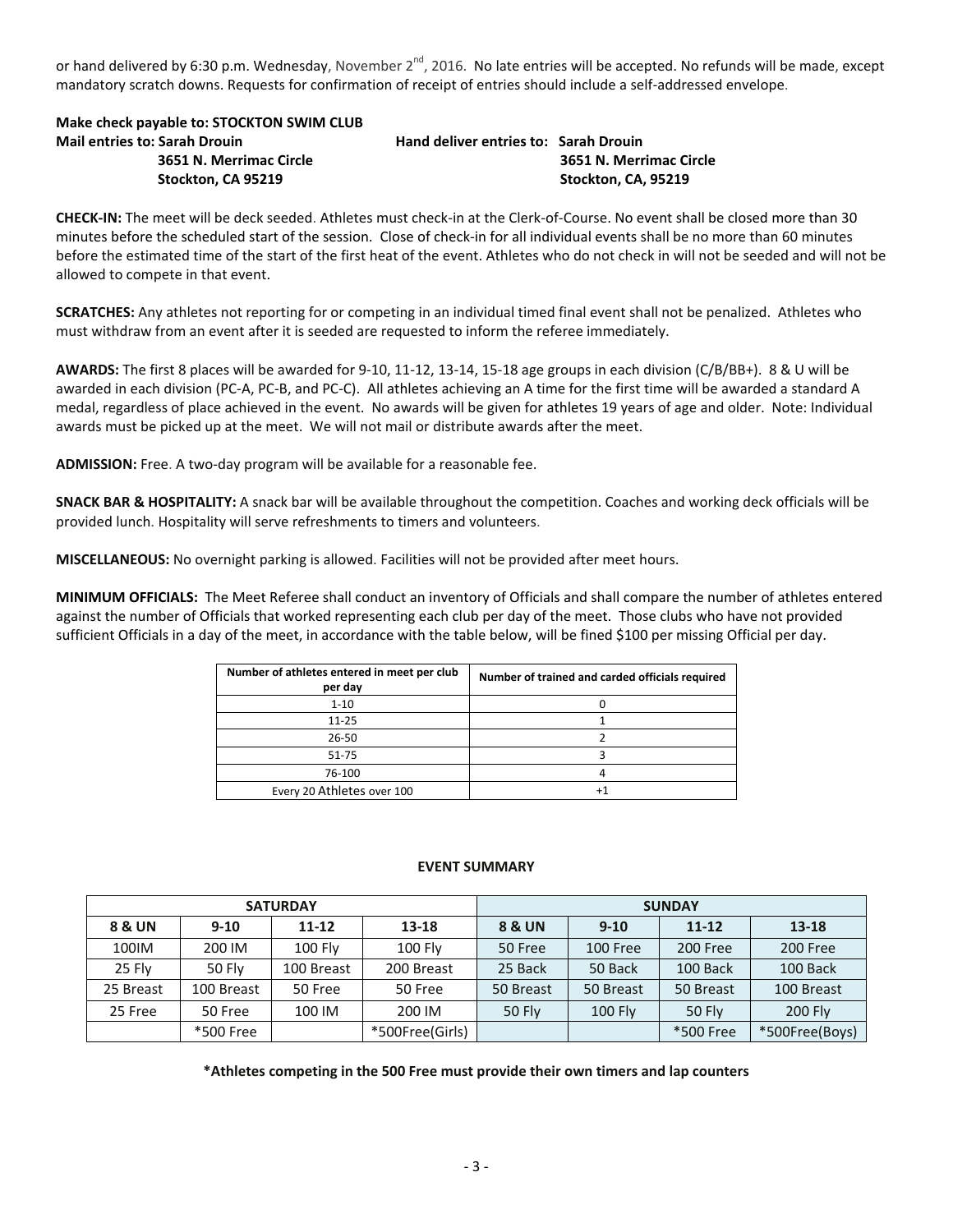or hand delivered by 6:30 p.m. Wednesday, November 2nd, 2016. No late entries will be accepted. No refunds will be made, except mandatory scratch downs. Requests for confirmation of receipt of entries should include a self-addressed envelope.

**Make check payable to: STOCKTON SWIM CLUB**

**Mail entries to: Sarah Drouin**
**3651 N. Merrimac Circle**
**Stockton, CA 95219**

**Hand deliver entries to: Sarah Drouin**
**3651 N. Merrimac Circle**
**Stockton, CA, 95219**

**CHECK-IN:** The meet will be deck seeded. Athletes must check-in at the Clerk-of-Course. No event shall be closed more than 30 minutes before the scheduled start of the session. Close of check-in for all individual events shall be no more than 60 minutes before the estimated time of the start of the first heat of the event. Athletes who do not check in will not be seeded and will not be allowed to compete in that event.

**SCRATCHES:** Any athletes not reporting for or competing in an individual timed final event shall not be penalized. Athletes who must withdraw from an event after it is seeded are requested to inform the referee immediately.

**AWARDS:** The first 8 places will be awarded for 9-10, 11-12, 13-14, 15-18 age groups in each division (C/B/BB+). 8 & U will be awarded in each division (PC-A, PC-B, and PC-C). All athletes achieving an A time for the first time will be awarded a standard A medal, regardless of place achieved in the event. No awards will be given for athletes 19 years of age and older. Note: Individual awards must be picked up at the meet. We will not mail or distribute awards after the meet.

**ADMISSION:** Free. A two-day program will be available for a reasonable fee.

**SNACK BAR & HOSPITALITY:** A snack bar will be available throughout the competition. Coaches and working deck officials will be provided lunch. Hospitality will serve refreshments to timers and volunteers.

**MISCELLANEOUS:** No overnight parking is allowed. Facilities will not be provided after meet hours.

**MINIMUM OFFICIALS:** The Meet Referee shall conduct an inventory of Officials and shall compare the number of athletes entered against the number of Officials that worked representing each club per day of the meet. Those clubs who have not provided sufficient Officials in a day of the meet, in accordance with the table below, will be fined $100 per missing Official per day.

| Number of athletes entered in meet per club per day | Number of trained and carded officials required |
|---|---|
| 1-10 | 0 |
| 11-25 | 1 |
| 26-50 | 2 |
| 51-75 | 3 |
| 76-100 | 4 |
| Every 20 Athletes over 100 | +1 |

**EVENT SUMMARY**

| SATURDAY | | | | SUNDAY | | | |
|---|---|---|---|---|---|---|---|
| **8 & UN** | **9-10** | **11-12** | **13-18** | **8 & UN** | **9-10** | **11-12** | **13-18** |
| 100IM | 200 IM | 100 Fly | 100 Fly | 50 Free | 100 Free | 200 Free | 200 Free |
| 25 Fly | 50 Fly | 100 Breast | 200 Breast | 25 Back | 50 Back | 100 Back | 100 Back |
| 25 Breast | 100 Breast | 50 Free | 50 Free | 50 Breast | 50 Breast | 50 Breast | 100 Breast |
| 25 Free | 50 Free | 100 IM | 200 IM | 50 Fly | 100 Fly | 50 Fly | 200 Fly |
| | *500 Free | | *500Free(Girls) | | | *500 Free | *500Free(Boys) |

**\*Athletes competing in the 500 Free must provide their own timers and lap counters**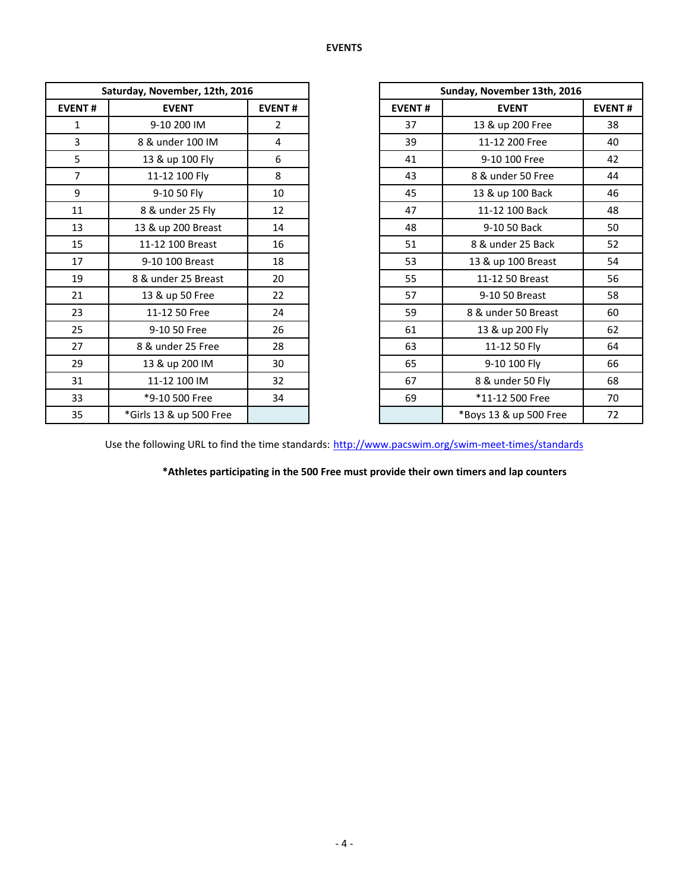# EVENTS

| Saturday, November, 12th, 2016 | | |
|---|---|---|
| EVENT # | EVENT | EVENT # |
| 1 | 9-10 200 IM | 2 |
| 3 | 8 & under 100 IM | 4 |
| 5 | 13 & up 100 Fly | 6 |
| 7 | 11-12 100 Fly | 8 |
| 9 | 9-10 50 Fly | 10 |
| 11 | 8 & under 25 Fly | 12 |
| 13 | 13 & up 200 Breast | 14 |
| 15 | 11-12 100 Breast | 16 |
| 17 | 9-10 100 Breast | 18 |
| 19 | 8 & under 25 Breast | 20 |
| 21 | 13 & up 50 Free | 22 |
| 23 | 11-12 50 Free | 24 |
| 25 | 9-10 50 Free | 26 |
| 27 | 8 & under 25 Free | 28 |
| 29 | 13 & up 200 IM | 30 |
| 31 | 11-12 100 IM | 32 |
| 33 | *9-10 500 Free | 34 |
| 35 | *Girls 13 & up 500 Free | |

| Sunday, November 13th, 2016 | | |
|---|---|---|
| EVENT # | EVENT | EVENT # |
| 37 | 13 & up 200 Free | 38 |
| 39 | 11-12 200 Free | 40 |
| 41 | 9-10 100 Free | 42 |
| 43 | 8 & under 50 Free | 44 |
| 45 | 13 & up 100 Back | 46 |
| 47 | 11-12 100 Back | 48 |
| 48 | 9-10 50 Back | 50 |
| 51 | 8 & under 25 Back | 52 |
| 53 | 13 & up 100 Breast | 54 |
| 55 | 11-12 50 Breast | 56 |
| 57 | 9-10 50 Breast | 58 |
| 59 | 8 & under 50 Breast | 60 |
| 61 | 13 & up 200 Fly | 62 |
| 63 | 11-12 50 Fly | 64 |
| 65 | 9-10 100 Fly | 66 |
| 67 | 8 & under 50 Fly | 68 |
| 69 | *11-12 500 Free | 70 |
| | *Boys 13 & up 500 Free | 72 |

Use the following URL to find the time standards: http://www.pacswim.org/swim-meet-times/standards

**\*Athletes participating in the 500 Free must provide their own timers and lap counters**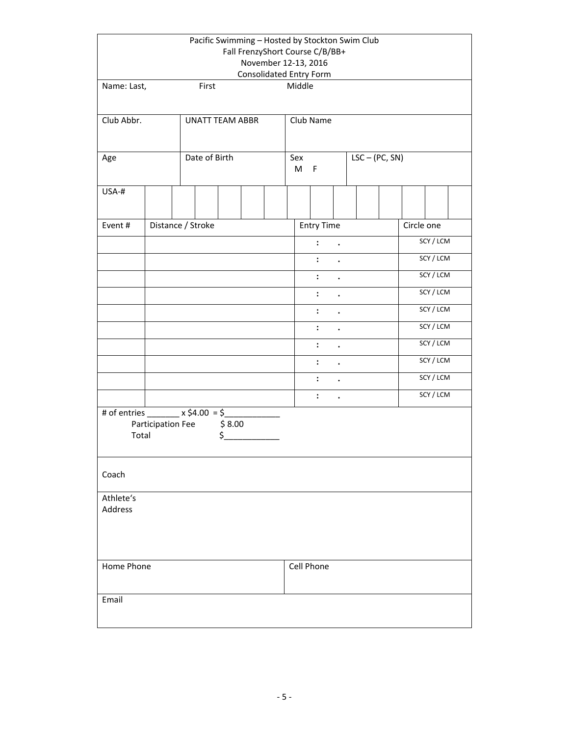Pacific Swimming – Hosted by Stockton Swim Club
Fall FrenzyShort Course C/B/BB+
November 12-13, 2016
Consolidated Entry Form

| Name: Last, | First | Middle |
|---|---|---|
| | | |

| Club Abbr. | UNATT TEAM ABBR | Club Name |
|---|---|---|
| | | |

| Age | Date of Birth | Sex M F | LSC – (PC, SN) |
|---|---|---|---|
| | | | |

| USA-# | | | | | | | | | | | | | | |
|---|---|---|---|---|---|---|---|---|---|---|---|---|---|---|
| | | | | | | | | | | | | | | |

| Event # | Distance / Stroke | Entry Time | Circle one |
|---|---|---|---|
| | | : . | SCY / LCM |
| | | : . | SCY / LCM |
| | | : . | SCY / LCM |
| | | : . | SCY / LCM |
| | | : . | SCY / LCM |
| | | : . | SCY / LCM |
| | | : . | SCY / LCM |
| | | : . | SCY / LCM |
| | | : . | SCY / LCM |
| | | : . | SCY / LCM |

\# of entries _______ x $4.00 = $____________
Participation Fee $ 8.00
Total $____________

Coach

Athlete's Address

| Home Phone | Cell Phone |
|---|---|
| | |

Email